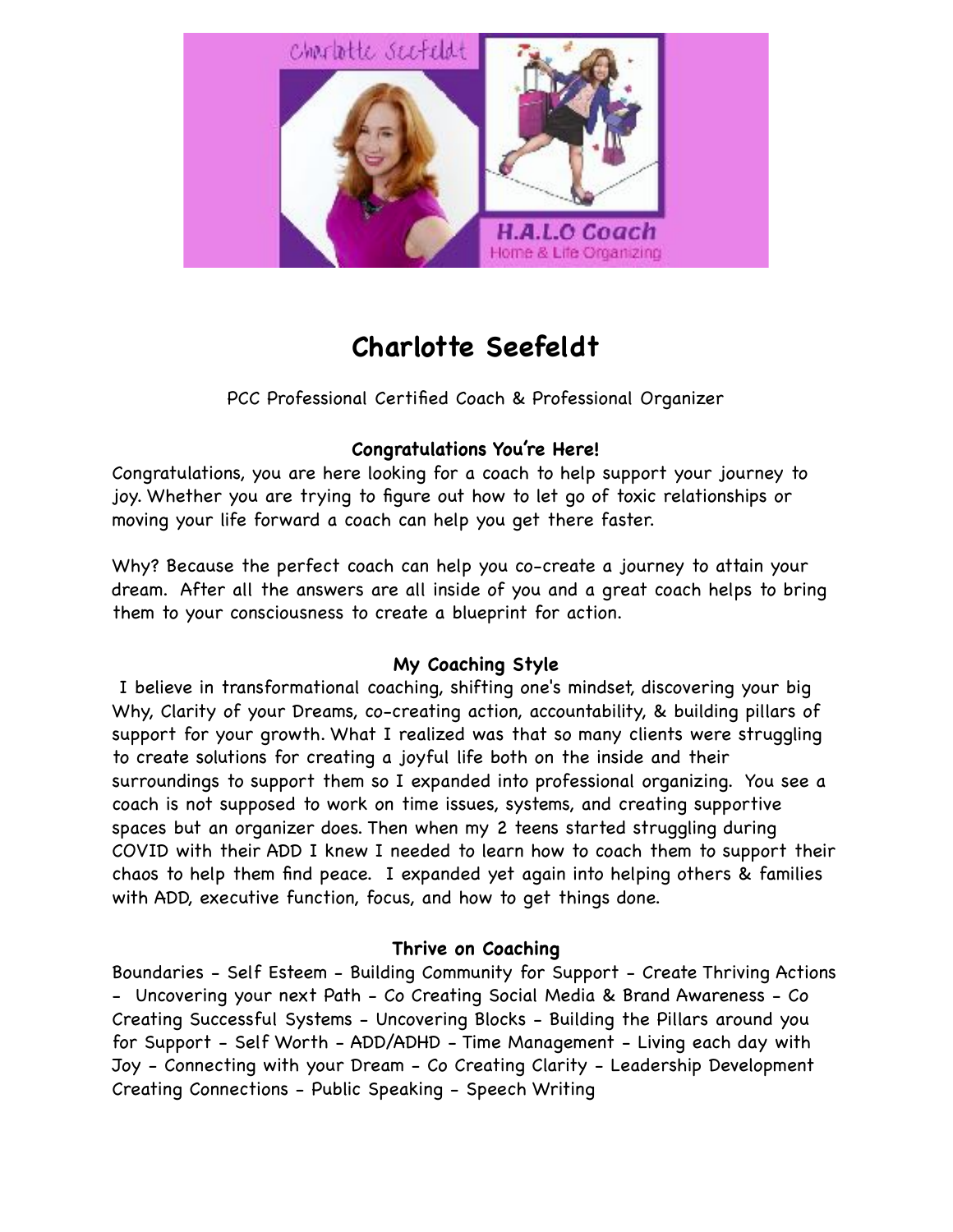# Charlotte Seefeldt

PCC Professional Certified Coach & Professional Organizer

### Congratulations You're Here!

Congratulations, you are here looking for a coach to help support your journey to joy. Whether you are trying to figure out how to let go of toxic relationships or moving your life forward a coach can help you get there faster.

Why? Because the perfect coach can help you co-create a journey to attain your dream. After all the answers are all inside of you and a great coach helps to bring them to your consciousness to create a blueprint for action.

### My Coaching Style

I believe in transformational coaching, shifting one's mindset, discovering your big Why, Clarity of your Dreams, co-creating action, accountability, & building pillars of support for your growth. What I realized was that so many clients were struggling to create solutions for creating a joyful life both on the inside and their surroundings to support them so I expanded into professional organizing. You see a coach is not supposed to work on time issues, systems, and creating supportive spaces but an organizer does. Then when my 2 teens started struggling during COVID with their ADD I knew I needed to learn how to coach them to support their chaos to help them find peace. I expanded yet again into helping others & families with ADD, executive function, focus, and how to get things done.

### Thrive on Coaching

Boundaries - Self Esteem - Building Community for Support - Create Thriving Actions - Uncovering your next Path - Co Creating Social Media & Brand Awareness - Co Creating Successful Systems - Uncovering Blocks - Building the Pillars around you for Support - Self Worth - ADD/ADHD - Time Management - Living each day with Joy - Connecting with your Dream - Co Creating Clarity - Leadership Development Creating Connections - Public Speaking - Speech Writing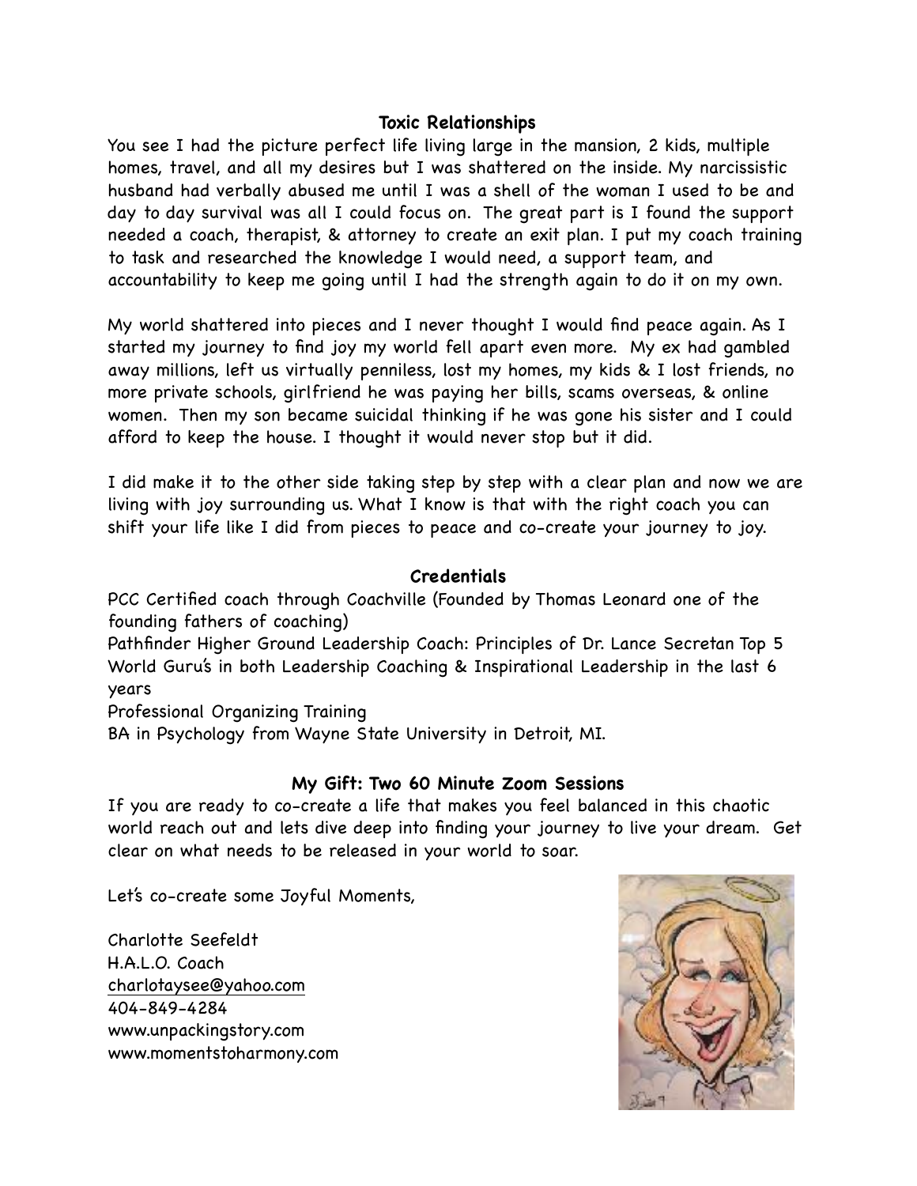## Toxic Relationships

You see I had the picture perfect life living large in the mansion, 2 kids, multiple homes, travel, and all my desires but I was shattered on the inside. My narcissistic husband had verbally abused me until I was a shell of the woman I used to be and day to day survival was all I could focus on. The great part is I found the support needed a coach, therapist, & attorney to create an exit plan. I put my coach training to task and researched the knowledge I would need, a support team, and accountability to keep me going until I had the strength again to do it on my own.

My world shattered into pieces and I never thought I would find peace again. As I started my journey to find joy my world fell apart even more. My ex had gambled away millions, left us virtually penniless, lost my homes, my kids & I lost friends, no more private schools, girlfriend he was paying her bills, scams overseas, & online women. Then my son became suicidal thinking if he was gone his sister and I could afford to keep the house. I thought it would never stop but it did.

I did make it to the other side taking step by step with a clear plan and now we are living with joy surrounding us. What I know is that with the right coach you can shift your life like I did from pieces to peace and co-create your journey to joy.

## Credentials

PCC Certified coach through Coachville (Founded by Thomas Leonard one of the founding fathers of coaching)
Pathfinder Higher Ground Leadership Coach: Principles of Dr. Lance Secretan Top 5 World Guru's in both Leadership Coaching & Inspirational Leadership in the last 6 years
Professional Organizing Training
BA in Psychology from Wayne State University in Detroit, MI.

## My Gift: Two 60 Minute Zoom Sessions

If you are ready to co-create a life that makes you feel balanced in this chaotic world reach out and lets dive deep into finding your journey to live your dream. Get clear on what needs to be released in your world to soar.

Let's co-create some Joyful Moments,

Charlotte Seefeldt
H.A.L.O. Coach
charlotaysee@yahoo.com
404-849-4284
www.unpackingstory.com
www.momentstoharmony.com